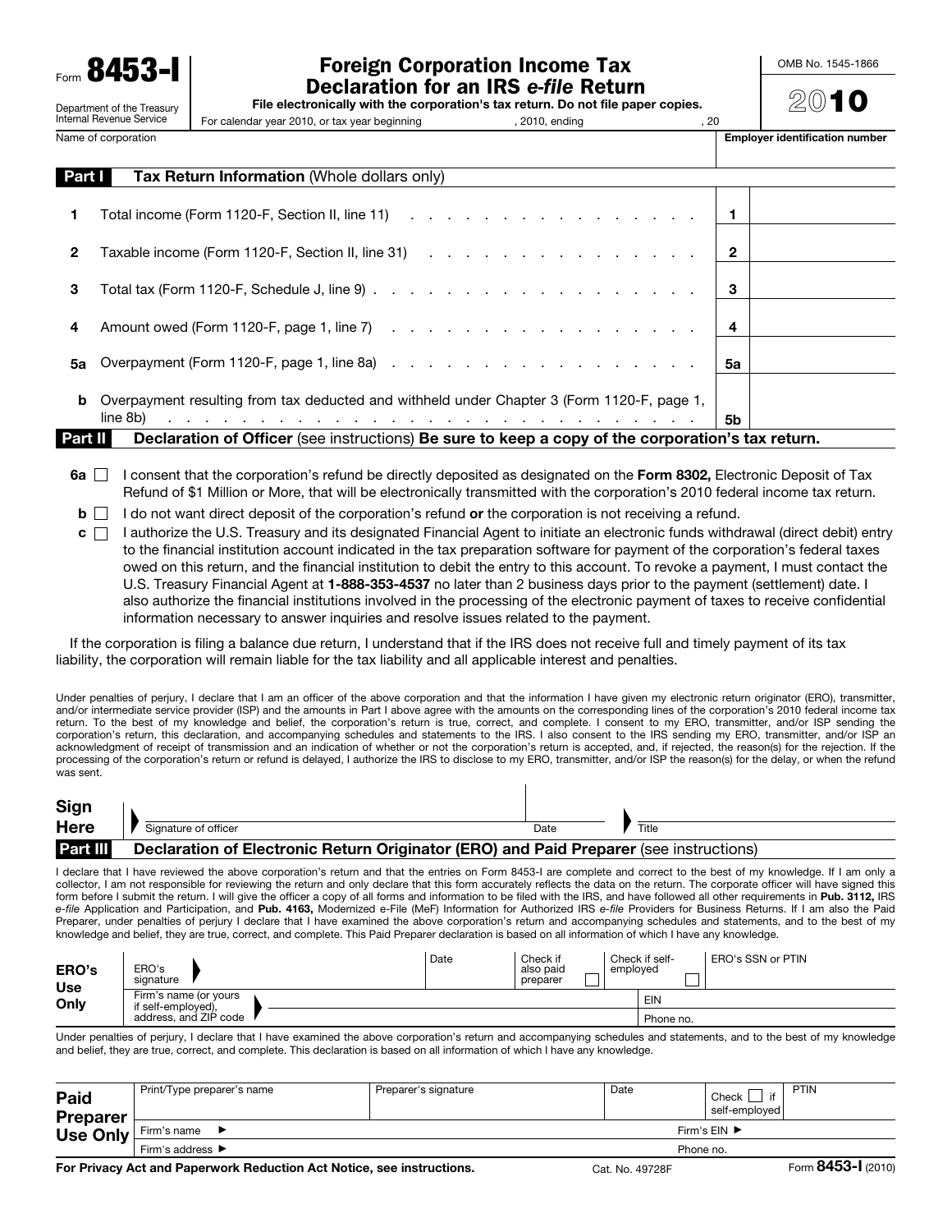Form **8453-I**

Department of the Treasury
Internal Revenue Service

# Foreign Corporation Income Tax Declaration for an IRS *e-file* Return

**File electronically with the corporation's tax return. Do not file paper copies.**

For calendar year 2010, or tax year beginning , 2010, ending , 20

OMB No. 1545-1866

**2010**

| Name of corporation | **Employer identification number** |
|---|---|
| | |

## Part I — Tax Return Information (Whole dollars only)

| | | | |
|---|---|---|---|
| **1** | Total income (Form 1120-F, Section II, line 11) | **1** | |
| **2** | Taxable income (Form 1120-F, Section II, line 31) | **2** | |
| **3** | Total tax (Form 1120-F, Schedule J, line 9) | **3** | |
| **4** | Amount owed (Form 1120-F, page 1, line 7) | **4** | |
| **5a** | Overpayment (Form 1120-F, page 1, line 8a) | **5a** | |
| **b** | Overpayment resulting from tax deducted and withheld under Chapter 3 (Form 1120-F, page 1, line 8b) | **5b** | |

## Part II — Declaration of Officer (see instructions) Be sure to keep a copy of the corporation's tax return.

**6a** ☐ I consent that the corporation's refund be directly deposited as designated on the **Form 8302,** Electronic Deposit of Tax Refund of $1 Million or More, that will be electronically transmitted with the corporation's 2010 federal income tax return.

**b** ☐ I do not want direct deposit of the corporation's refund **or** the corporation is not receiving a refund.

**c** ☐ I authorize the U.S. Treasury and its designated Financial Agent to initiate an electronic funds withdrawal (direct debit) entry to the financial institution account indicated in the tax preparation software for payment of the corporation's federal taxes owed on this return, and the financial institution to debit the entry to this account. To revoke a payment, I must contact the U.S. Treasury Financial Agent at **1-888-353-4537** no later than 2 business days prior to the payment (settlement) date. I also authorize the financial institutions involved in the processing of the electronic payment of taxes to receive confidential information necessary to answer inquiries and resolve issues related to the payment.

If the corporation is filing a balance due return, I understand that if the IRS does not receive full and timely payment of its tax liability, the corporation will remain liable for the tax liability and all applicable interest and penalties.

Under penalties of perjury, I declare that I am an officer of the above corporation and that the information I have given my electronic return originator (ERO), transmitter, and/or intermediate service provider (ISP) and the amounts in Part I above agree with the amounts on the corresponding lines of the corporation's 2010 federal income tax return. To the best of my knowledge and belief, the corporation's return is true, correct, and complete. I consent to my ERO, transmitter, and/or ISP sending the corporation's return, this declaration, and accompanying schedules and statements to the IRS. I also consent to the IRS sending my ERO, transmitter, and/or ISP an acknowledgment of receipt of transmission and an indication of whether or not the corporation's return is accepted, and, if rejected, the reason(s) for the rejection. If the processing of the corporation's return or refund is delayed, I authorize the IRS to disclose to my ERO, transmitter, and/or ISP the reason(s) for the delay, or when the refund was sent.

| **Sign Here** | Signature of officer | Date | Title |
|---|---|---|---|
| | | | |

## Part III — Declaration of Electronic Return Originator (ERO) and Paid Preparer (see instructions)

I declare that I have reviewed the above corporation's return and that the entries on Form 8453-I are complete and correct to the best of my knowledge. If I am only a collector, I am not responsible for reviewing the return and only declare that this form accurately reflects the data on the return. The corporate officer will have signed this form before I submit the return. I will give the officer a copy of all forms and information to be filed with the IRS, and have followed all other requirements in **Pub. 3112,** IRS *e-file* Application and Participation, and **Pub. 4163,** Modernized e-File (MeF) Information for Authorized IRS *e-file* Providers for Business Returns. If I am also the Paid Preparer, under penalties of perjury I declare that I have examined the above corporation's return and accompanying schedules and statements, and to the best of my knowledge and belief, they are true, correct, and complete. This Paid Preparer declaration is based on all information of which I have any knowledge.

| **ERO's Use Only** | ERO's signature | Date | Check if also paid preparer ☐ | Check if self-employed ☐ | ERO's SSN or PTIN |
|---|---|---|---|---|---|
| | Firm's name (or yours if self-employed), address, and ZIP code | | | EIN | |
| | | | | Phone no. | |

Under penalties of perjury, I declare that I have examined the above corporation's return and accompanying schedules and statements, and to the best of my knowledge and belief, they are true, correct, and complete. This declaration is based on all information of which I have any knowledge.

| **Paid Preparer Use Only** | Print/Type preparer's name | Preparer's signature | Date | Check ☐ if self-employed | PTIN |
|---|---|---|---|---|---|
| | Firm's name ► | | | Firm's EIN ► | |
| | Firm's address ► | | | Phone no. | |

**For Privacy Act and Paperwork Reduction Act Notice, see instructions.** Cat. No. 49728F Form **8453-I** (2010)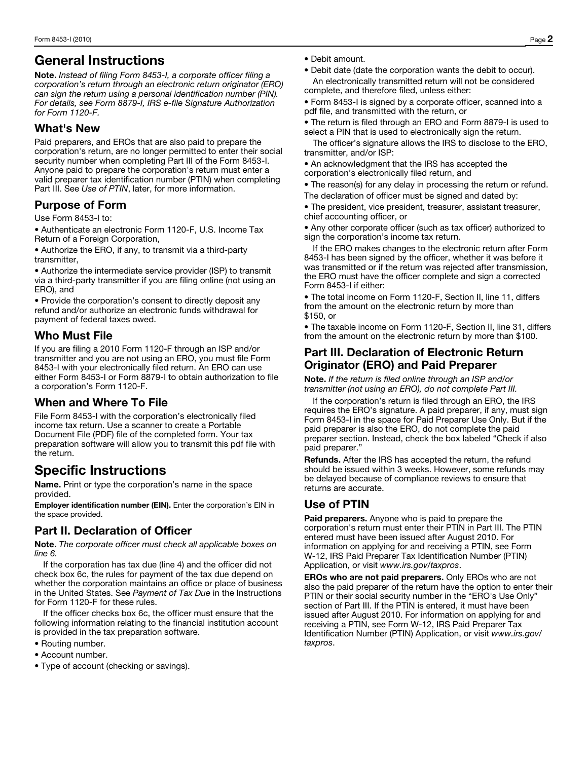# General Instructions

**Note.** *Instead of filing Form 8453-I, a corporate officer filing a corporation's return through an electronic return originator (ERO) can sign the return using a personal identification number (PIN). For details, see Form 8879-I, IRS e-file Signature Authorization for Form 1120-F.*

## What's New

Paid preparers, and EROs that are also paid to prepare the corporation's return, are no longer permitted to enter their social security number when completing Part III of the Form 8453-I. Anyone paid to prepare the corporation's return must enter a valid preparer tax identification number (PTIN) when completing Part III. See *Use of PTIN*, later, for more information.

## Purpose of Form

Use Form 8453-I to:

- Authenticate an electronic Form 1120-F, U.S. Income Tax Return of a Foreign Corporation,
- Authorize the ERO, if any, to transmit via a third-party transmitter,
- Authorize the intermediate service provider (ISP) to transmit via a third-party transmitter if you are filing online (not using an ERO), and
- Provide the corporation's consent to directly deposit any refund and/or authorize an electronic funds withdrawal for payment of federal taxes owed.

## Who Must File

If you are filing a 2010 Form 1120-F through an ISP and/or transmitter and you are not using an ERO, you must file Form 8453-I with your electronically filed return. An ERO can use either Form 8453-I or Form 8879-I to obtain authorization to file a corporation's Form 1120-F.

## When and Where To File

File Form 8453-I with the corporation's electronically filed income tax return. Use a scanner to create a Portable Document File (PDF) file of the completed form. Your tax preparation software will allow you to transmit this pdf file with the return.

# Specific Instructions

**Name.** Print or type the corporation's name in the space provided.

**Employer identification number (EIN).** Enter the corporation's EIN in the space provided.

## Part II. Declaration of Officer

**Note.** *The corporate officer must check all applicable boxes on line 6.*

If the corporation has tax due (line 4) and the officer did not check box 6c, the rules for payment of the tax due depend on whether the corporation maintains an office or place of business in the United States. See *Payment of Tax Due* in the Instructions for Form 1120-F for these rules.

If the officer checks box 6c, the officer must ensure that the following information relating to the financial institution account is provided in the tax preparation software.

- Routing number.
- Account number.
- Type of account (checking or savings).
- Debit amount.
- Debit date (date the corporation wants the debit to occur).

An electronically transmitted return will not be considered complete, and therefore filed, unless either:

- Form 8453-I is signed by a corporate officer, scanned into a pdf file, and transmitted with the return, or
- The return is filed through an ERO and Form 8879-I is used to select a PIN that is used to electronically sign the return.

The officer's signature allows the IRS to disclose to the ERO, transmitter, and/or ISP:

- An acknowledgment that the IRS has accepted the corporation's electronically filed return, and
- The reason(s) for any delay in processing the return or refund.

The declaration of officer must be signed and dated by:

- The president, vice president, treasurer, assistant treasurer, chief accounting officer, or
- Any other corporate officer (such as tax officer) authorized to sign the corporation's income tax return.

If the ERO makes changes to the electronic return after Form 8453-I has been signed by the officer, whether it was before it was transmitted or if the return was rejected after transmission, the ERO must have the officer complete and sign a corrected Form 8453-I if either:

- The total income on Form 1120-F, Section II, line 11, differs from the amount on the electronic return by more than $150, or
- The taxable income on Form 1120-F, Section II, line 31, differs from the amount on the electronic return by more than $100.

## Part III. Declaration of Electronic Return Originator (ERO) and Paid Preparer

**Note.** *If the return is filed online through an ISP and/or transmitter (not using an ERO), do not complete Part III.*

If the corporation's return is filed through an ERO, the IRS requires the ERO's signature. A paid preparer, if any, must sign Form 8453-I in the space for Paid Preparer Use Only. But if the paid preparer is also the ERO, do not complete the paid preparer section. Instead, check the box labeled "Check if also paid preparer."

**Refunds.** After the IRS has accepted the return, the refund should be issued within 3 weeks. However, some refunds may be delayed because of compliance reviews to ensure that returns are accurate.

## Use of PTIN

**Paid preparers.** Anyone who is paid to prepare the corporation's return must enter their PTIN in Part III. The PTIN entered must have been issued after August 2010. For information on applying for and receiving a PTIN, see Form W-12, IRS Paid Preparer Tax Identification Number (PTIN) Application, or visit *www.irs.gov/taxpros*.

**EROs who are not paid preparers.** Only EROs who are not also the paid preparer of the return have the option to enter their PTIN or their social security number in the "ERO's Use Only" section of Part III. If the PTIN is entered, it must have been issued after August 2010. For information on applying for and receiving a PTIN, see Form W-12, IRS Paid Preparer Tax Identification Number (PTIN) Application, or visit *www.irs.gov/taxpros*.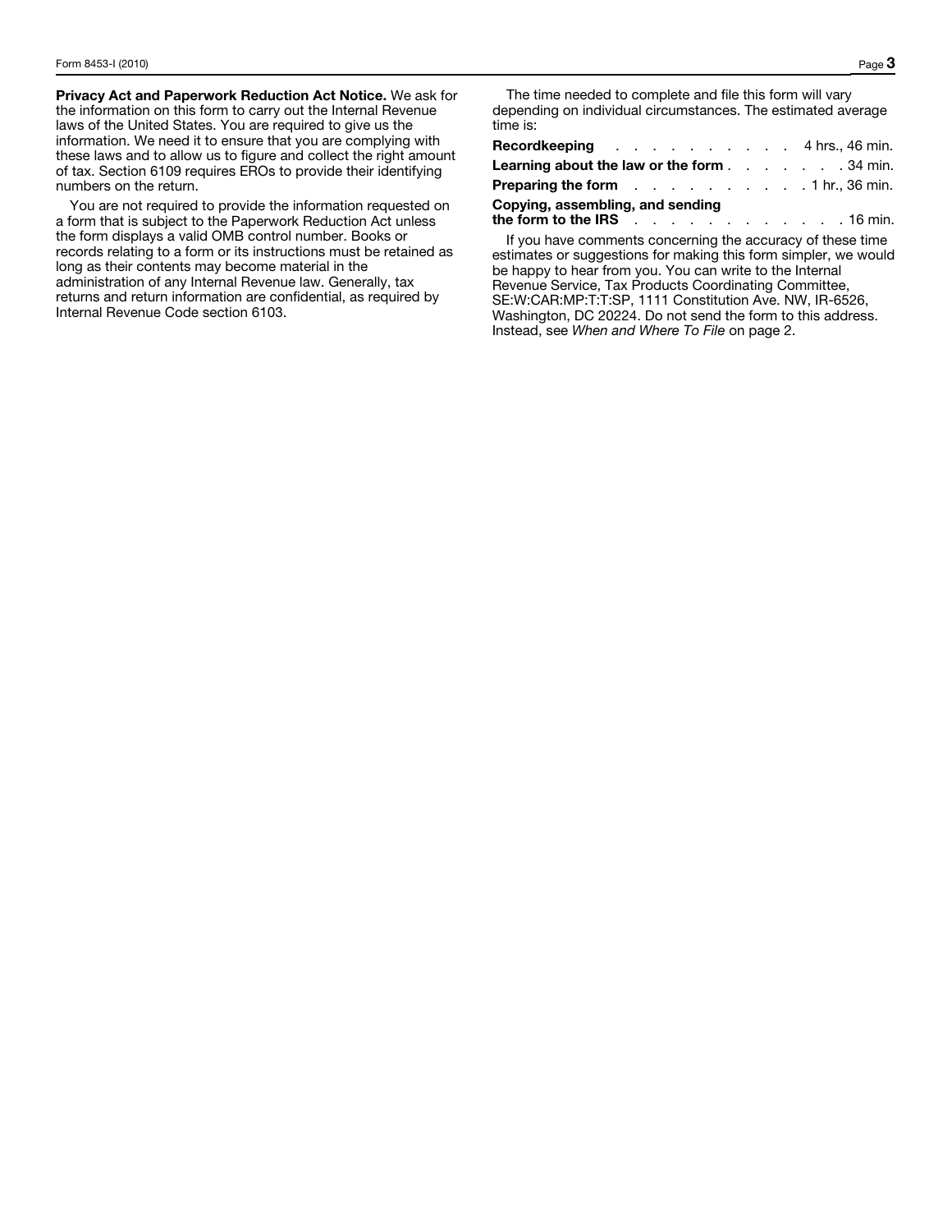**Privacy Act and Paperwork Reduction Act Notice.** We ask for the information on this form to carry out the Internal Revenue laws of the United States. You are required to give us the information. We need it to ensure that you are complying with these laws and to allow us to figure and collect the right amount of tax. Section 6109 requires EROs to provide their identifying numbers on the return.

You are not required to provide the information requested on a form that is subject to the Paperwork Reduction Act unless the form displays a valid OMB control number. Books or records relating to a form or its instructions must be retained as long as their contents may become material in the administration of any Internal Revenue law. Generally, tax returns and return information are confidential, as required by Internal Revenue Code section 6103.

The time needed to complete and file this form will vary depending on individual circumstances. The estimated average time is:

| | |
|---|---|
| **Recordkeeping** | 4 hrs., 46 min. |
| **Learning about the law or the form** | 34 min. |
| **Preparing the form** | 1 hr., 36 min. |
| **Copying, assembling, and sending the form to the IRS** | 16 min. |

If you have comments concerning the accuracy of these time estimates or suggestions for making this form simpler, we would be happy to hear from you. You can write to the Internal Revenue Service, Tax Products Coordinating Committee, SE:W:CAR:MP:T:T:SP, 1111 Constitution Ave. NW, IR-6526, Washington, DC 20224. Do not send the form to this address. Instead, see *When and Where To File* on page 2.